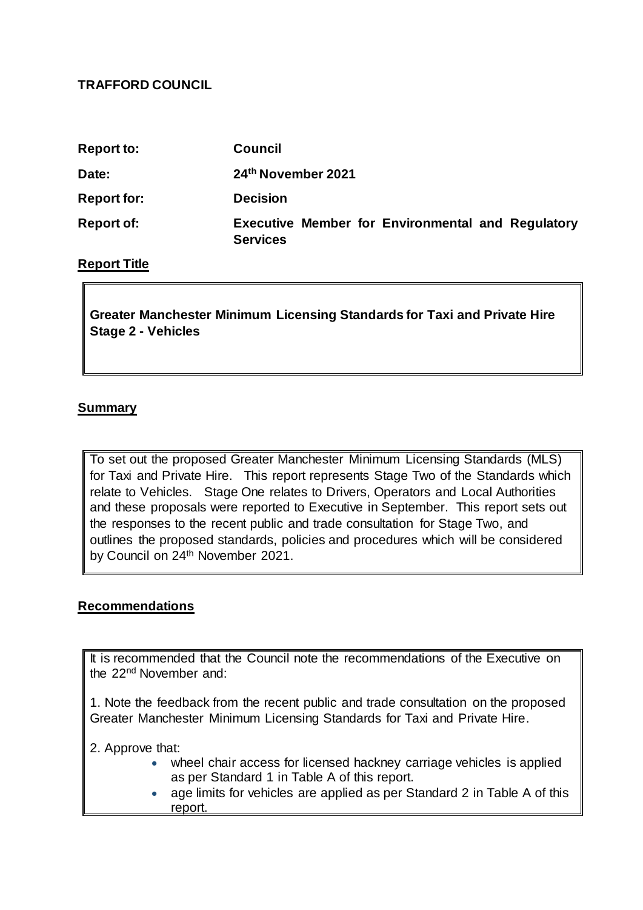**TRAFFORD COUNCIL**

| | |
|---|---|
| **Report to:** | **Council** |
| **Date:** | **24th November 2021** |
| **Report for:** | **Decision** |
| **Report of:** | **Executive Member for Environmental and Regulatory Services** |

**Report Title**

**Greater Manchester Minimum Licensing Standards for Taxi and Private Hire Stage 2 - Vehicles**

**Summary**

To set out the proposed Greater Manchester Minimum Licensing Standards (MLS) for Taxi and Private Hire. This report represents Stage Two of the Standards which relate to Vehicles. Stage One relates to Drivers, Operators and Local Authorities and these proposals were reported to Executive in September. This report sets out the responses to the recent public and trade consultation for Stage Two, and outlines the proposed standards, policies and procedures which will be considered by Council on 24th November 2021.

**Recommendations**

It is recommended that the Council note the recommendations of the Executive on the 22nd November and:

1. Note the feedback from the recent public and trade consultation on the proposed Greater Manchester Minimum Licensing Standards for Taxi and Private Hire.

2. Approve that:

- wheel chair access for licensed hackney carriage vehicles is applied as per Standard 1 in Table A of this report.
- age limits for vehicles are applied as per Standard 2 in Table A of this report.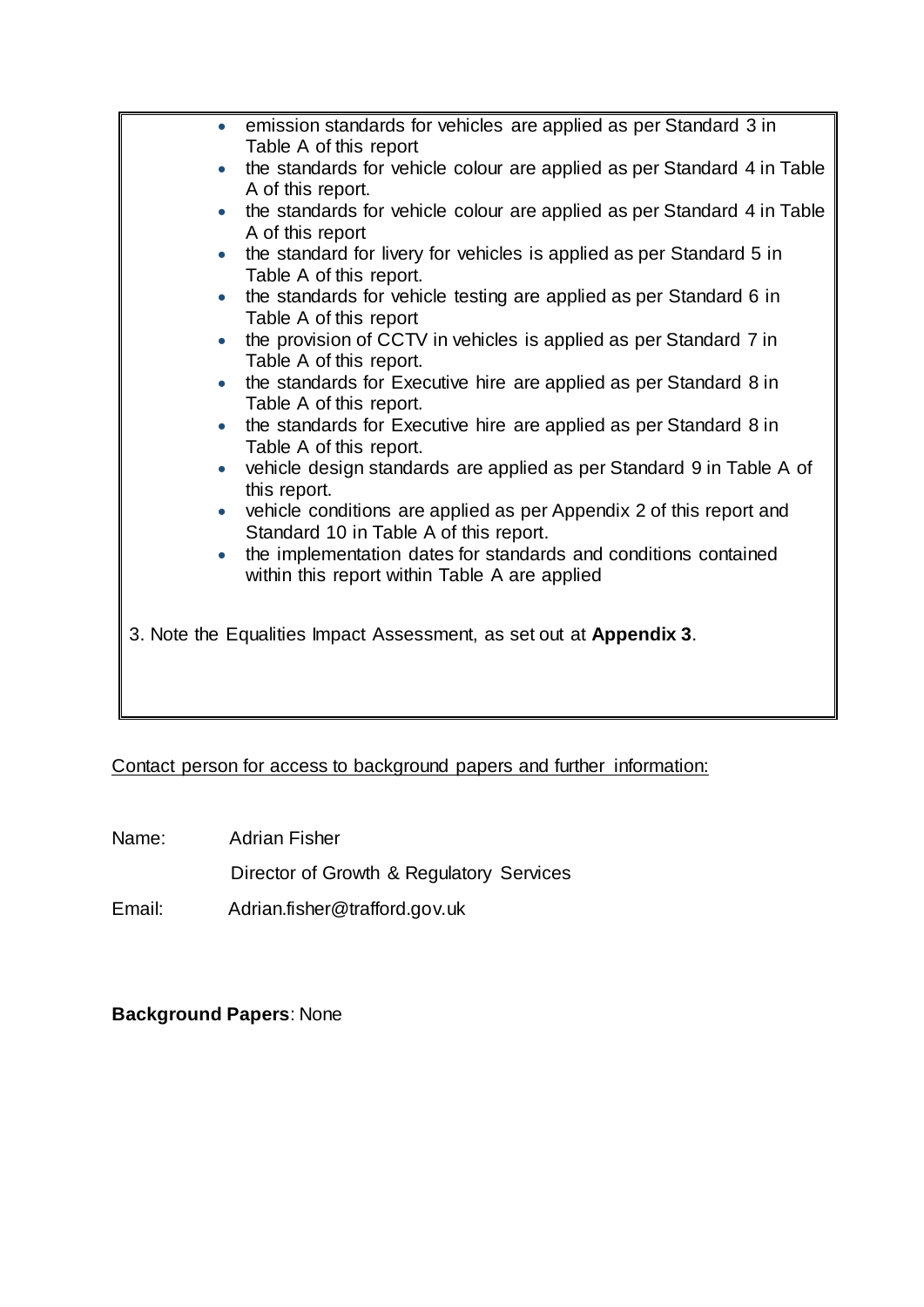- emission standards for vehicles are applied as per Standard 3 in Table A of this report
- the standards for vehicle colour are applied as per Standard 4 in Table A of this report.
- the standards for vehicle colour are applied as per Standard 4 in Table A of this report
- the standard for livery for vehicles is applied as per Standard 5 in Table A of this report.
- the standards for vehicle testing are applied as per Standard 6 in Table A of this report
- the provision of CCTV in vehicles is applied as per Standard 7 in Table A of this report.
- the standards for Executive hire are applied as per Standard 8 in Table A of this report.
- the standards for Executive hire are applied as per Standard 8 in Table A of this report.
- vehicle design standards are applied as per Standard 9 in Table A of this report.
- vehicle conditions are applied as per Appendix 2 of this report and Standard 10 in Table A of this report.
- the implementation dates for standards and conditions contained within this report within Table A are applied

3. Note the Equalities Impact Assessment, as set out at **Appendix 3**.

Contact person for access to background papers and further information:

Name: Adrian Fisher

Director of Growth & Regulatory Services

Email: Adrian.fisher@trafford.gov.uk

**Background Papers**: None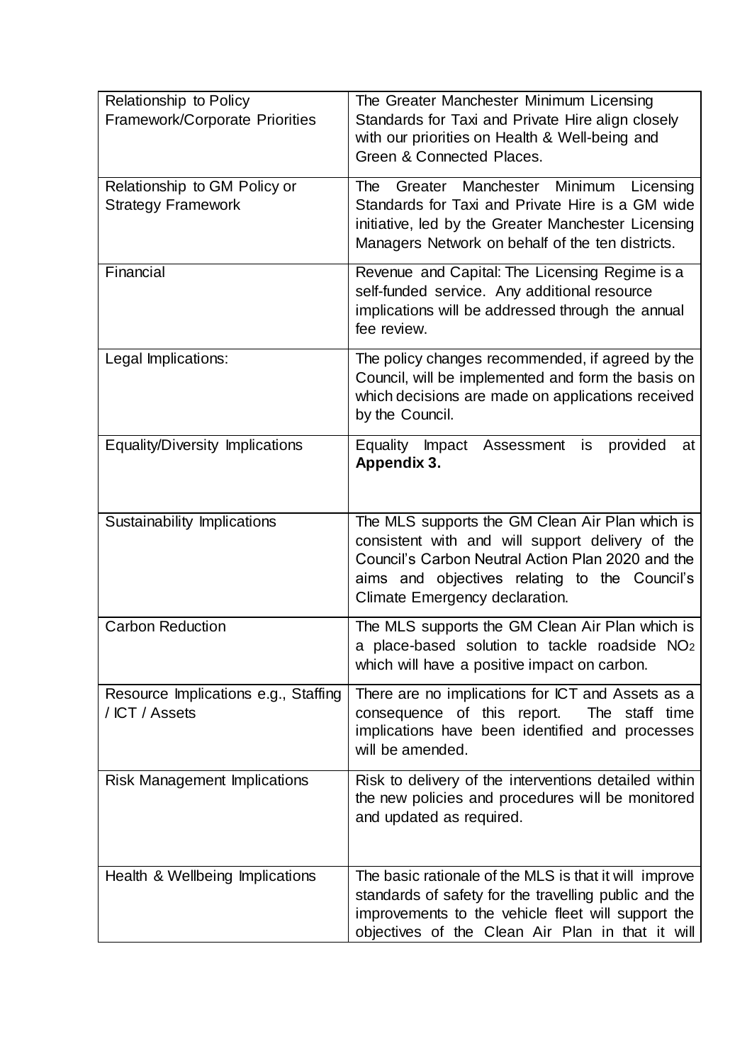| Relationship to Policy Framework/Corporate Priorities | The Greater Manchester Minimum Licensing Standards for Taxi and Private Hire align closely with our priorities on Health & Well-being and Green & Connected Places. |
| --- | --- |
| Relationship to GM Policy or Strategy Framework | The Greater Manchester Minimum Licensing Standards for Taxi and Private Hire is a GM wide initiative, led by the Greater Manchester Licensing Managers Network on behalf of the ten districts. |
| Financial | Revenue and Capital: The Licensing Regime is a self-funded service. Any additional resource implications will be addressed through the annual fee review. |
| Legal Implications: | The policy changes recommended, if agreed by the Council, will be implemented and form the basis on which decisions are made on applications received by the Council. |
| Equality/Diversity Implications | Equality Impact Assessment is provided at **Appendix 3.** |
| Sustainability Implications | The MLS supports the GM Clean Air Plan which is consistent with and will support delivery of the Council's Carbon Neutral Action Plan 2020 and the aims and objectives relating to the Council's Climate Emergency declaration. |
| Carbon Reduction | The MLS supports the GM Clean Air Plan which is a place-based solution to tackle roadside $NO_2$ which will have a positive impact on carbon. |
| Resource Implications e.g., Staffing / ICT / Assets | There are no implications for ICT and Assets as a consequence of this report. The staff time implications have been identified and processes will be amended. |
| Risk Management Implications | Risk to delivery of the interventions detailed within the new policies and procedures will be monitored and updated as required. |
| Health & Wellbeing Implications | The basic rationale of the MLS is that it will improve standards of safety for the travelling public and the improvements to the vehicle fleet will support the objectives of the Clean Air Plan in that it will |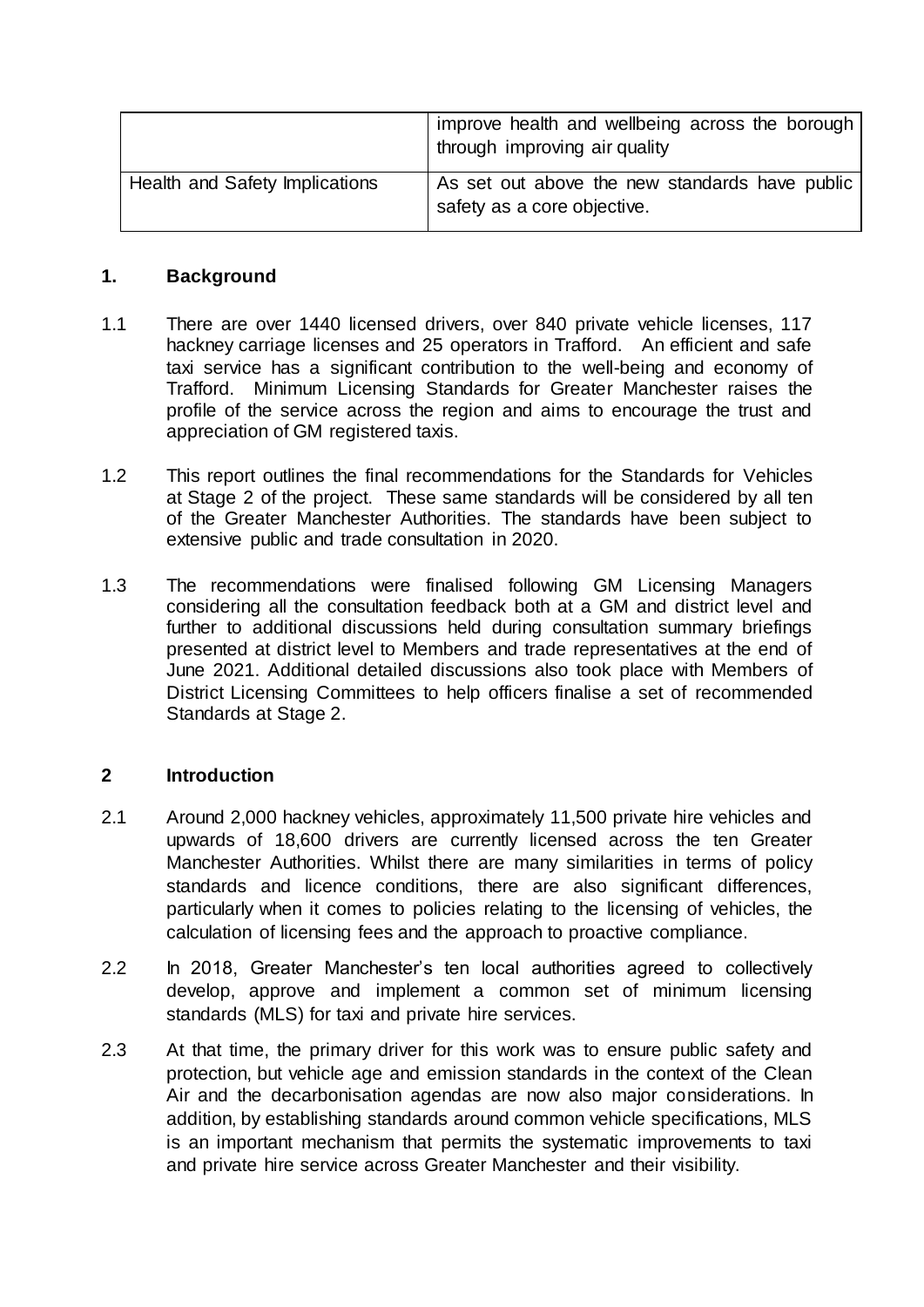| | |
|---|---|
| | improve health and wellbeing across the borough through improving air quality |
| Health and Safety Implications | As set out above the new standards have public safety as a core objective. |

## 1. Background

1.1 There are over 1440 licensed drivers, over 840 private vehicle licenses, 117 hackney carriage licenses and 25 operators in Trafford. An efficient and safe taxi service has a significant contribution to the well-being and economy of Trafford. Minimum Licensing Standards for Greater Manchester raises the profile of the service across the region and aims to encourage the trust and appreciation of GM registered taxis.

1.2 This report outlines the final recommendations for the Standards for Vehicles at Stage 2 of the project. These same standards will be considered by all ten of the Greater Manchester Authorities. The standards have been subject to extensive public and trade consultation in 2020.

1.3 The recommendations were finalised following GM Licensing Managers considering all the consultation feedback both at a GM and district level and further to additional discussions held during consultation summary briefings presented at district level to Members and trade representatives at the end of June 2021. Additional detailed discussions also took place with Members of District Licensing Committees to help officers finalise a set of recommended Standards at Stage 2.

## 2 Introduction

2.1 Around 2,000 hackney vehicles, approximately 11,500 private hire vehicles and upwards of 18,600 drivers are currently licensed across the ten Greater Manchester Authorities. Whilst there are many similarities in terms of policy standards and licence conditions, there are also significant differences, particularly when it comes to policies relating to the licensing of vehicles, the calculation of licensing fees and the approach to proactive compliance.

2.2 In 2018, Greater Manchester's ten local authorities agreed to collectively develop, approve and implement a common set of minimum licensing standards (MLS) for taxi and private hire services.

2.3 At that time, the primary driver for this work was to ensure public safety and protection, but vehicle age and emission standards in the context of the Clean Air and the decarbonisation agendas are now also major considerations. In addition, by establishing standards around common vehicle specifications, MLS is an important mechanism that permits the systematic improvements to taxi and private hire service across Greater Manchester and their visibility.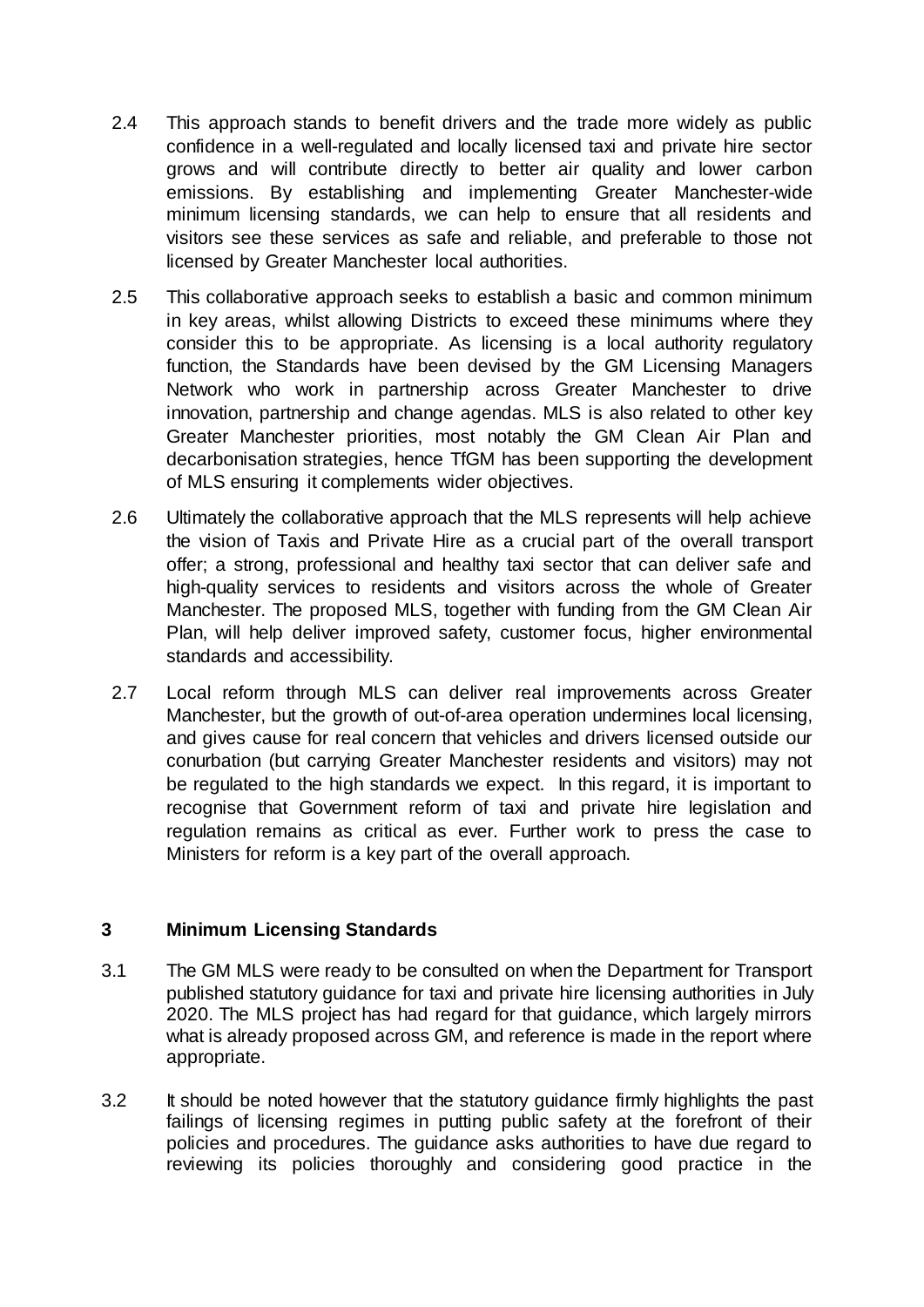2.4 This approach stands to benefit drivers and the trade more widely as public confidence in a well-regulated and locally licensed taxi and private hire sector grows and will contribute directly to better air quality and lower carbon emissions. By establishing and implementing Greater Manchester-wide minimum licensing standards, we can help to ensure that all residents and visitors see these services as safe and reliable, and preferable to those not licensed by Greater Manchester local authorities.

2.5 This collaborative approach seeks to establish a basic and common minimum in key areas, whilst allowing Districts to exceed these minimums where they consider this to be appropriate. As licensing is a local authority regulatory function, the Standards have been devised by the GM Licensing Managers Network who work in partnership across Greater Manchester to drive innovation, partnership and change agendas. MLS is also related to other key Greater Manchester priorities, most notably the GM Clean Air Plan and decarbonisation strategies, hence TfGM has been supporting the development of MLS ensuring it complements wider objectives.

2.6 Ultimately the collaborative approach that the MLS represents will help achieve the vision of Taxis and Private Hire as a crucial part of the overall transport offer; a strong, professional and healthy taxi sector that can deliver safe and high-quality services to residents and visitors across the whole of Greater Manchester. The proposed MLS, together with funding from the GM Clean Air Plan, will help deliver improved safety, customer focus, higher environmental standards and accessibility.

2.7 Local reform through MLS can deliver real improvements across Greater Manchester, but the growth of out-of-area operation undermines local licensing, and gives cause for real concern that vehicles and drivers licensed outside our conurbation (but carrying Greater Manchester residents and visitors) may not be regulated to the high standards we expect. In this regard, it is important to recognise that Government reform of taxi and private hire legislation and regulation remains as critical as ever. Further work to press the case to Ministers for reform is a key part of the overall approach.

## 3 Minimum Licensing Standards

3.1 The GM MLS were ready to be consulted on when the Department for Transport published statutory guidance for taxi and private hire licensing authorities in July 2020. The MLS project has had regard for that guidance, which largely mirrors what is already proposed across GM, and reference is made in the report where appropriate.

3.2 It should be noted however that the statutory guidance firmly highlights the past failings of licensing regimes in putting public safety at the forefront of their policies and procedures. The guidance asks authorities to have due regard to reviewing its policies thoroughly and considering good practice in the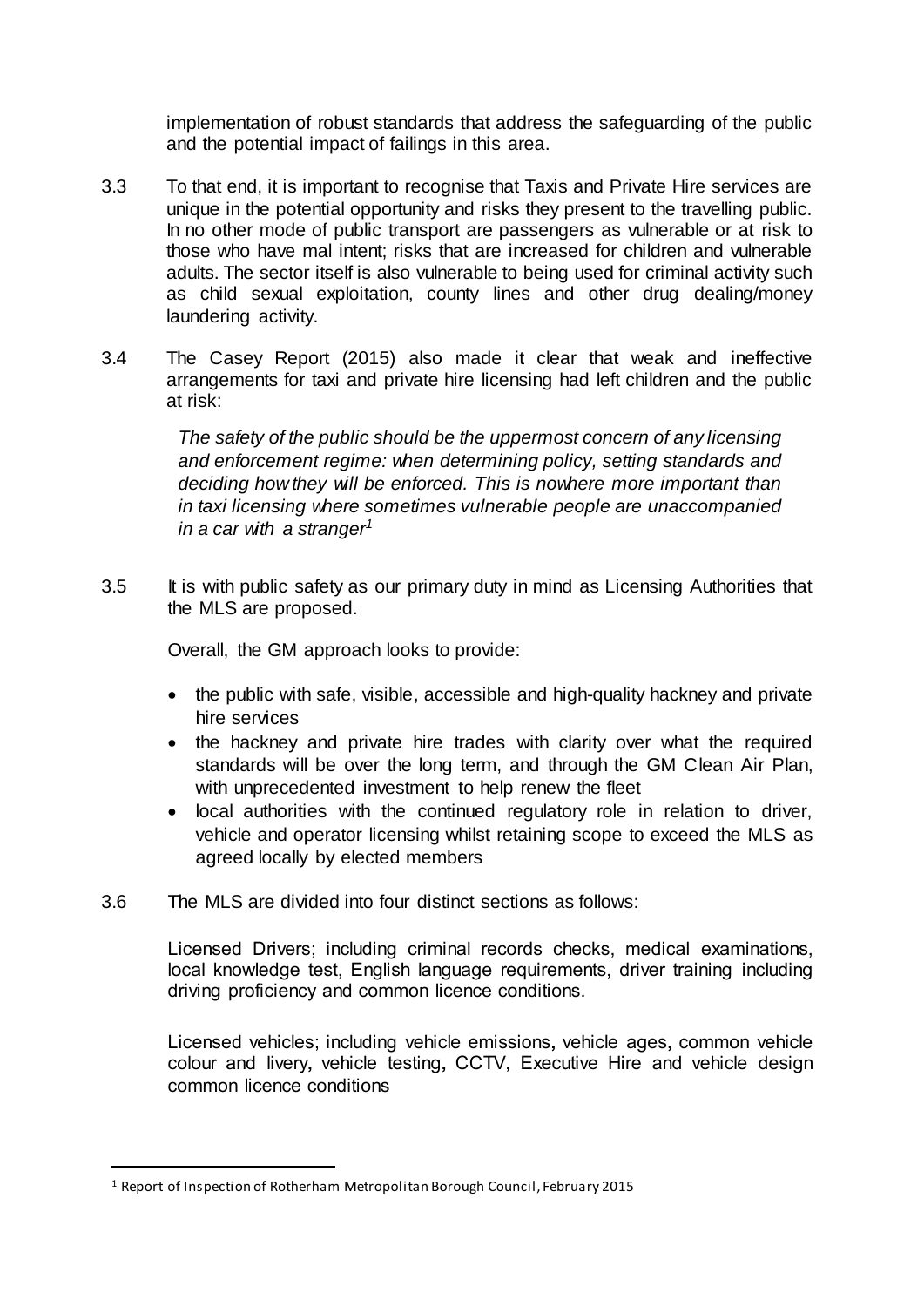implementation of robust standards that address the safeguarding of the public and the potential impact of failings in this area.

3.3 To that end, it is important to recognise that Taxis and Private Hire services are unique in the potential opportunity and risks they present to the travelling public. In no other mode of public transport are passengers as vulnerable or at risk to those who have mal intent; risks that are increased for children and vulnerable adults. The sector itself is also vulnerable to being used for criminal activity such as child sexual exploitation, county lines and other drug dealing/money laundering activity.

3.4 The Casey Report (2015) also made it clear that weak and ineffective arrangements for taxi and private hire licensing had left children and the public at risk:

> *The safety of the public should be the uppermost concern of any licensing and enforcement regime: when determining policy, setting standards and deciding how they will be enforced. This is nowhere more important than in taxi licensing where sometimes vulnerable people are unaccompanied in a car with a stranger*[1]

3.5 It is with public safety as our primary duty in mind as Licensing Authorities that the MLS are proposed.

Overall, the GM approach looks to provide:

- the public with safe, visible, accessible and high-quality hackney and private hire services
- the hackney and private hire trades with clarity over what the required standards will be over the long term, and through the GM Clean Air Plan, with unprecedented investment to help renew the fleet
- local authorities with the continued regulatory role in relation to driver, vehicle and operator licensing whilst retaining scope to exceed the MLS as agreed locally by elected members

3.6 The MLS are divided into four distinct sections as follows:

Licensed Drivers; including criminal records checks, medical examinations, local knowledge test, English language requirements, driver training including driving proficiency and common licence conditions.

Licensed vehicles; including vehicle emissions**,** vehicle ages**,** common vehicle colour and livery**,** vehicle testing**,** CCTV, Executive Hire and vehicle design common licence conditions

---

[1] Report of Inspection of Rotherham Metropolitan Borough Council, February 2015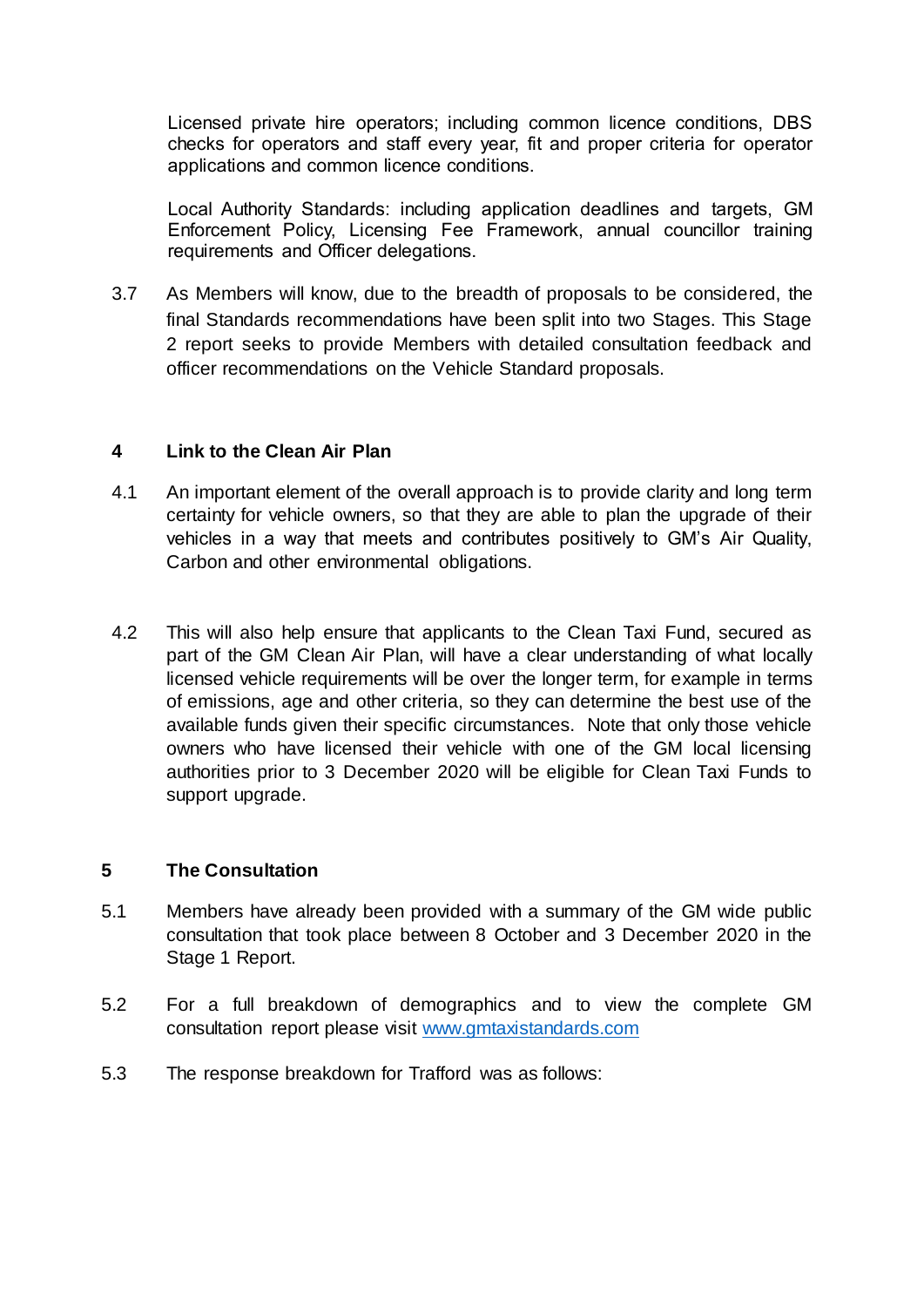Licensed private hire operators; including common licence conditions, DBS checks for operators and staff every year, fit and proper criteria for operator applications and common licence conditions.

Local Authority Standards: including application deadlines and targets, GM Enforcement Policy, Licensing Fee Framework, annual councillor training requirements and Officer delegations.

3.7 As Members will know, due to the breadth of proposals to be considered, the final Standards recommendations have been split into two Stages. This Stage 2 report seeks to provide Members with detailed consultation feedback and officer recommendations on the Vehicle Standard proposals.

## 4 Link to the Clean Air Plan

4.1 An important element of the overall approach is to provide clarity and long term certainty for vehicle owners, so that they are able to plan the upgrade of their vehicles in a way that meets and contributes positively to GM's Air Quality, Carbon and other environmental obligations.

4.2 This will also help ensure that applicants to the Clean Taxi Fund, secured as part of the GM Clean Air Plan, will have a clear understanding of what locally licensed vehicle requirements will be over the longer term, for example in terms of emissions, age and other criteria, so they can determine the best use of the available funds given their specific circumstances. Note that only those vehicle owners who have licensed their vehicle with one of the GM local licensing authorities prior to 3 December 2020 will be eligible for Clean Taxi Funds to support upgrade.

## 5 The Consultation

5.1 Members have already been provided with a summary of the GM wide public consultation that took place between 8 October and 3 December 2020 in the Stage 1 Report.

5.2 For a full breakdown of demographics and to view the complete GM consultation report please visit [www.gmtaxistandards.com](www.gmtaxistandards.com)

5.3 The response breakdown for Trafford was as follows: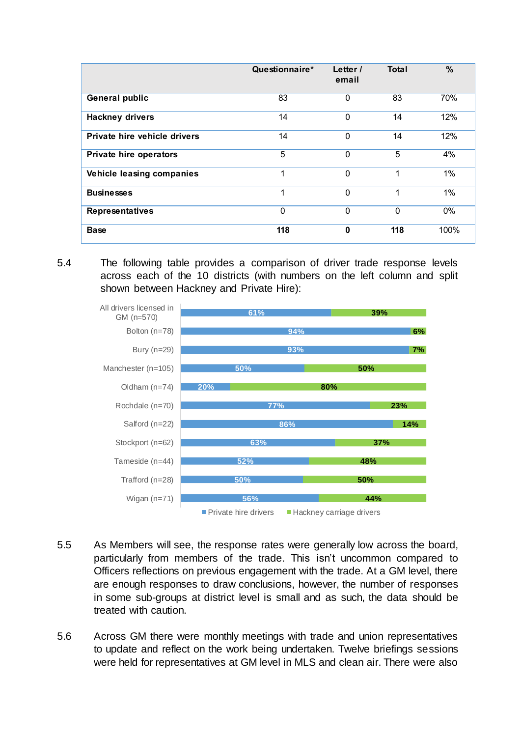| | Questionnaire* | Letter / email | Total | % |
|---|---|---|---|---|
| **General public** | 83 | 0 | 83 | 70% |
| **Hackney drivers** | 14 | 0 | 14 | 12% |
| **Private hire vehicle drivers** | 14 | 0 | 14 | 12% |
| **Private hire operators** | 5 | 0 | 5 | 4% |
| **Vehicle leasing companies** | 1 | 0 | 1 | 1% |
| **Businesses** | 1 | 0 | 1 | 1% |
| **Representatives** | 0 | 0 | 0 | 0% |
| **Base** | **118** | **0** | **118** | 100% |

5.4 The following table provides a comparison of driver trade response levels across each of the 10 districts (with numbers on the left column and split shown between Hackney and Private Hire):

| | Private hire drivers | Hackney carriage drivers |
|---|---|---|
| All drivers licensed in GM (n=570) | 61% | 39% |
| Bolton (n=78) | 94% | 6% |
| Bury (n=29) | 93% | 7% |
| Manchester (n=105) | 50% | 50% |
| Oldham (n=74) | 20% | 80% |
| Rochdale (n=70) | 77% | 23% |
| Salford (n=22) | 86% | 14% |
| Stockport (n=62) | 63% | 37% |
| Tameside (n=44) | 52% | 48% |
| Trafford (n=28) | 50% | 50% |
| Wigan (n=71) | 56% | 44% |

5.5 As Members will see, the response rates were generally low across the board, particularly from members of the trade. This isn't uncommon compared to Officers reflections on previous engagement with the trade. At a GM level, there are enough responses to draw conclusions, however, the number of responses in some sub-groups at district level is small and as such, the data should be treated with caution.

5.6 Across GM there were monthly meetings with trade and union representatives to update and reflect on the work being undertaken. Twelve briefings sessions were held for representatives at GM level in MLS and clean air. There were also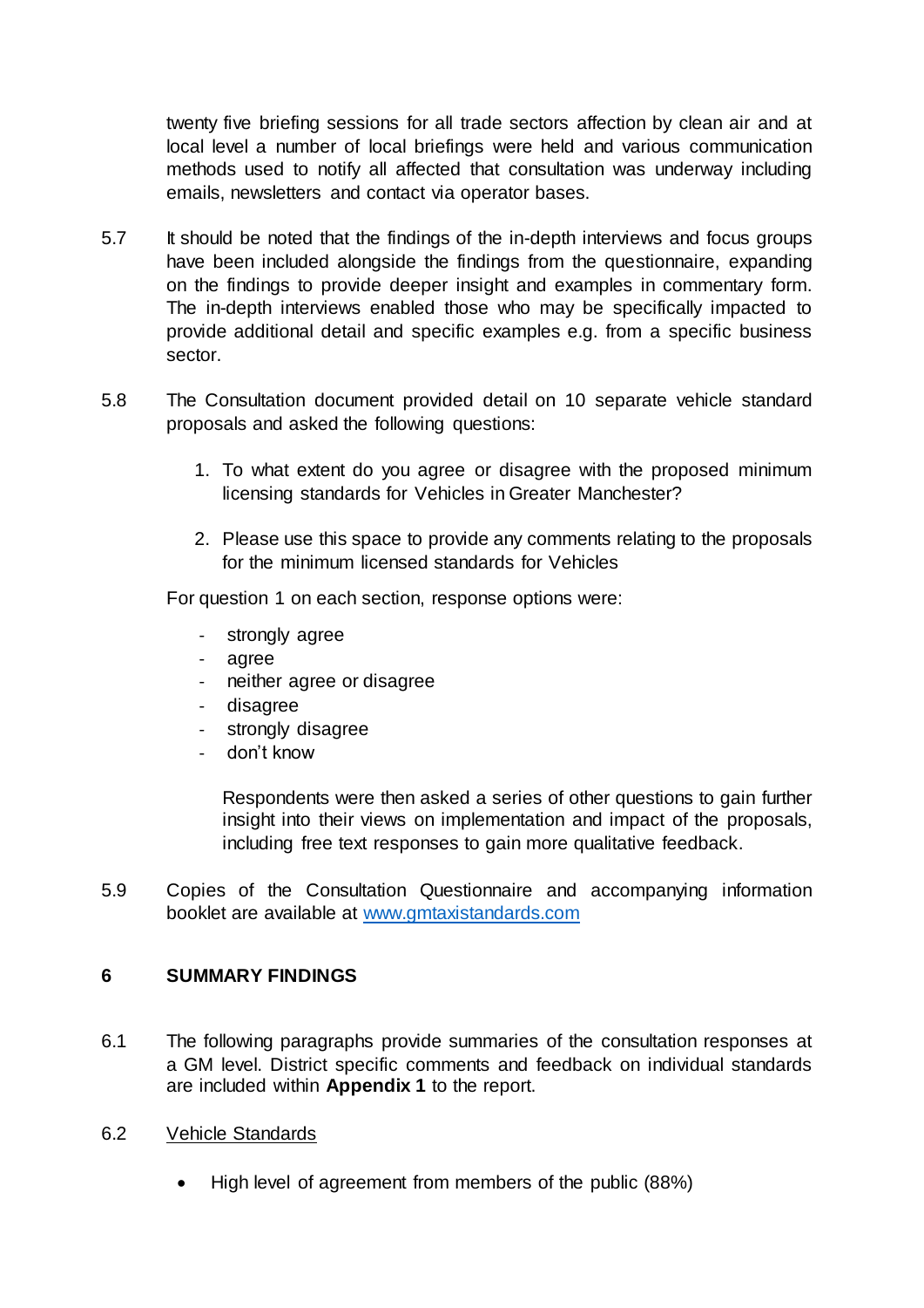twenty five briefing sessions for all trade sectors affection by clean air and at local level a number of local briefings were held and various communication methods used to notify all affected that consultation was underway including emails, newsletters and contact via operator bases.

5.7 It should be noted that the findings of the in-depth interviews and focus groups have been included alongside the findings from the questionnaire, expanding on the findings to provide deeper insight and examples in commentary form. The in-depth interviews enabled those who may be specifically impacted to provide additional detail and specific examples e.g. from a specific business sector.

5.8 The Consultation document provided detail on 10 separate vehicle standard proposals and asked the following questions:

1. To what extent do you agree or disagree with the proposed minimum licensing standards for Vehicles in Greater Manchester?

2. Please use this space to provide any comments relating to the proposals for the minimum licensed standards for Vehicles

For question 1 on each section, response options were:

- strongly agree
- agree
- neither agree or disagree
- disagree
- strongly disagree
- don't know

Respondents were then asked a series of other questions to gain further insight into their views on implementation and impact of the proposals, including free text responses to gain more qualitative feedback.

5.9 Copies of the Consultation Questionnaire and accompanying information booklet are available at [www.gmtaxistandards.com](www.gmtaxistandards.com)

## 6 SUMMARY FINDINGS

6.1 The following paragraphs provide summaries of the consultation responses at a GM level. District specific comments and feedback on individual standards are included within **Appendix 1** to the report.

6.2 Vehicle Standards

- High level of agreement from members of the public (88%)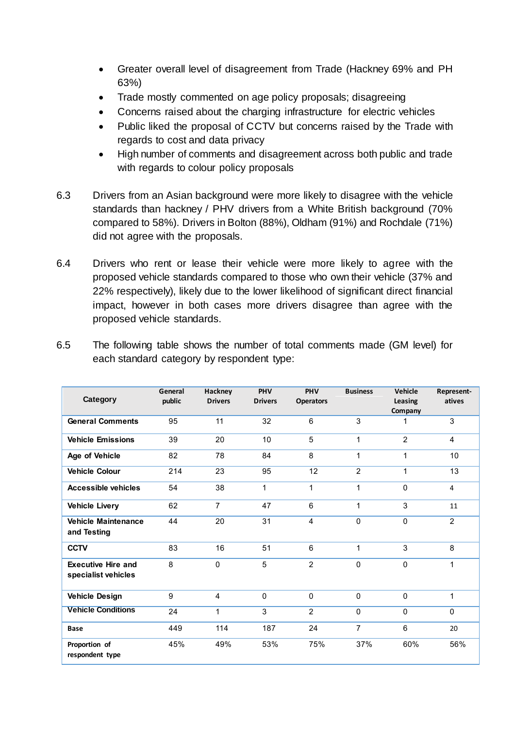- Greater overall level of disagreement from Trade (Hackney 69% and PH 63%)
- Trade mostly commented on age policy proposals; disagreeing
- Concerns raised about the charging infrastructure for electric vehicles
- Public liked the proposal of CCTV but concerns raised by the Trade with regards to cost and data privacy
- High number of comments and disagreement across both public and trade with regards to colour policy proposals

6.3 Drivers from an Asian background were more likely to disagree with the vehicle standards than hackney / PHV drivers from a White British background (70% compared to 58%). Drivers in Bolton (88%), Oldham (91%) and Rochdale (71%) did not agree with the proposals.

6.4 Drivers who rent or lease their vehicle were more likely to agree with the proposed vehicle standards compared to those who own their vehicle (37% and 22% respectively), likely due to the lower likelihood of significant direct financial impact, however in both cases more drivers disagree than agree with the proposed vehicle standards.

6.5 The following table shows the number of total comments made (GM level) for each standard category by respondent type:

| Category | General public | Hackney Drivers | PHV Drivers | PHV Operators | Business | Vehicle Leasing Company | Represent-atives |
|---|---|---|---|---|---|---|---|
| **General Comments** | 95 | 11 | 32 | 6 | 3 | 1 | 3 |
| **Vehicle Emissions** | 39 | 20 | 10 | 5 | 1 | 2 | 4 |
| **Age of Vehicle** | 82 | 78 | 84 | 8 | 1 | 1 | 10 |
| **Vehicle Colour** | 214 | 23 | 95 | 12 | 2 | 1 | 13 |
| **Accessible vehicles** | 54 | 38 | 1 | 1 | 1 | 0 | 4 |
| **Vehicle Livery** | 62 | 7 | 47 | 6 | 1 | 3 | 11 |
| **Vehicle Maintenance and Testing** | 44 | 20 | 31 | 4 | 0 | 0 | 2 |
| **CCTV** | 83 | 16 | 51 | 6 | 1 | 3 | 8 |
| **Executive Hire and specialist vehicles** | 8 | 0 | 5 | 2 | 0 | 0 | 1 |
| **Vehicle Design** | 9 | 4 | 0 | 0 | 0 | 0 | 1 |
| **Vehicle Conditions** | 24 | 1 | 3 | 2 | 0 | 0 | 0 |
| **Base** | 449 | 114 | 187 | 24 | 7 | 6 | 20 |
| **Proportion of respondent type** | 45% | 49% | 53% | 75% | 37% | 60% | 56% |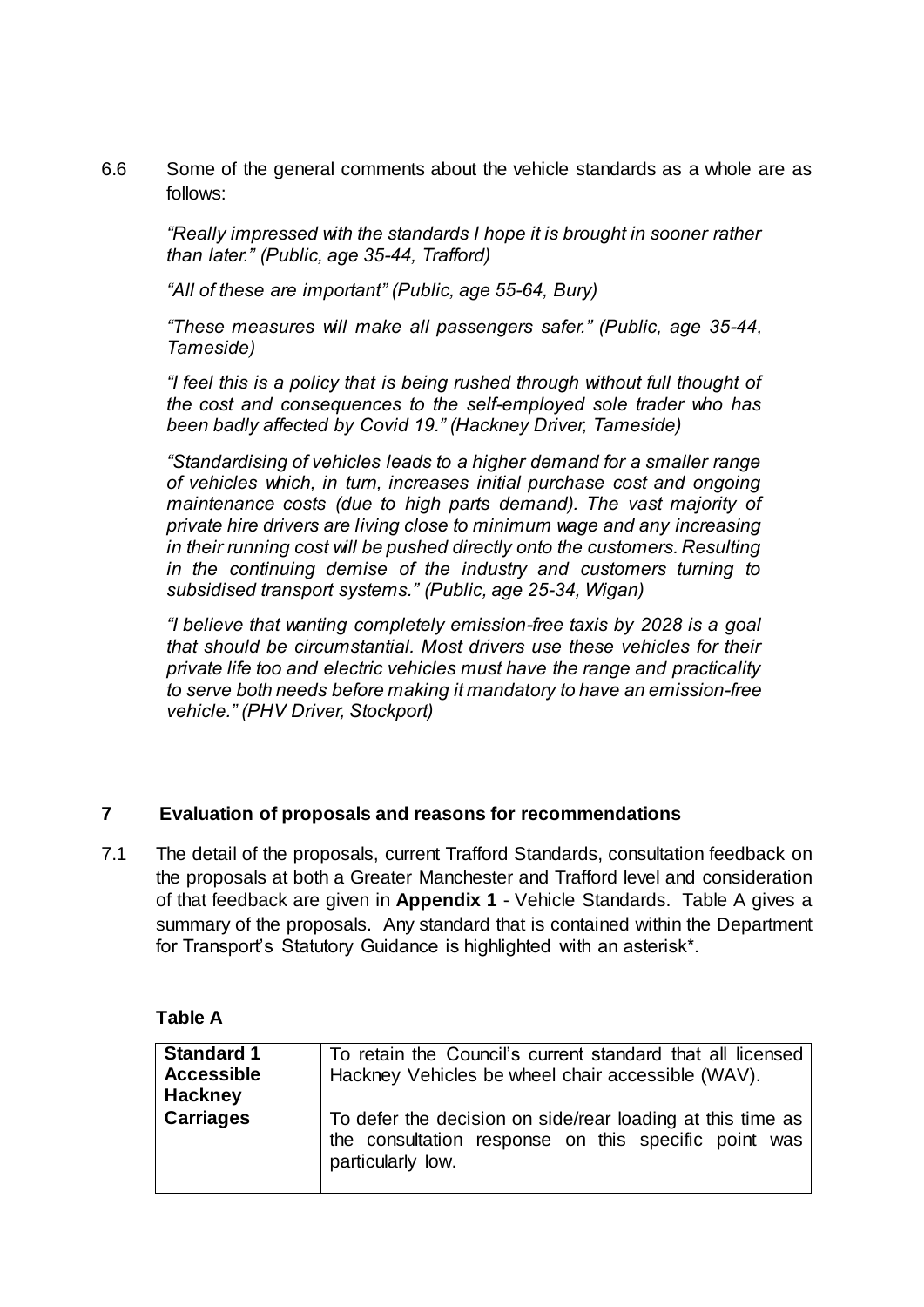6.6 Some of the general comments about the vehicle standards as a whole are as follows:

> *"Really impressed with the standards I hope it is brought in sooner rather than later." (Public, age 35-44, Trafford)*
>
> *"All of these are important" (Public, age 55-64, Bury)*
>
> *"These measures will make all passengers safer." (Public, age 35-44, Tameside)*
>
> *"I feel this is a policy that is being rushed through without full thought of the cost and consequences to the self-employed sole trader who has been badly affected by Covid 19." (Hackney Driver, Tameside)*
>
> *"Standardising of vehicles leads to a higher demand for a smaller range of vehicles which, in turn, increases initial purchase cost and ongoing maintenance costs (due to high parts demand). The vast majority of private hire drivers are living close to minimum wage and any increasing in their running cost will be pushed directly onto the customers. Resulting in the continuing demise of the industry and customers turning to subsidised transport systems." (Public, age 25-34, Wigan)*
>
> *"I believe that wanting completely emission-free taxis by 2028 is a goal that should be circumstantial. Most drivers use these vehicles for their private life too and electric vehicles must have the range and practicality to serve both needs before making it mandatory to have an emission-free vehicle." (PHV Driver, Stockport)*

## 7 Evaluation of proposals and reasons for recommendations

7.1 The detail of the proposals, current Trafford Standards, consultation feedback on the proposals at both a Greater Manchester and Trafford level and consideration of that feedback are given in **Appendix 1** - Vehicle Standards. Table A gives a summary of the proposals. Any standard that is contained within the Department for Transport's Statutory Guidance is highlighted with an asterisk*.

**Table A**

| | |
|---|---|
| **Standard 1 Accessible Hackney Carriages** | To retain the Council's current standard that all licensed Hackney Vehicles be wheel chair accessible (WAV).<br><br>To defer the decision on side/rear loading at this time as the consultation response on this specific point was particularly low. |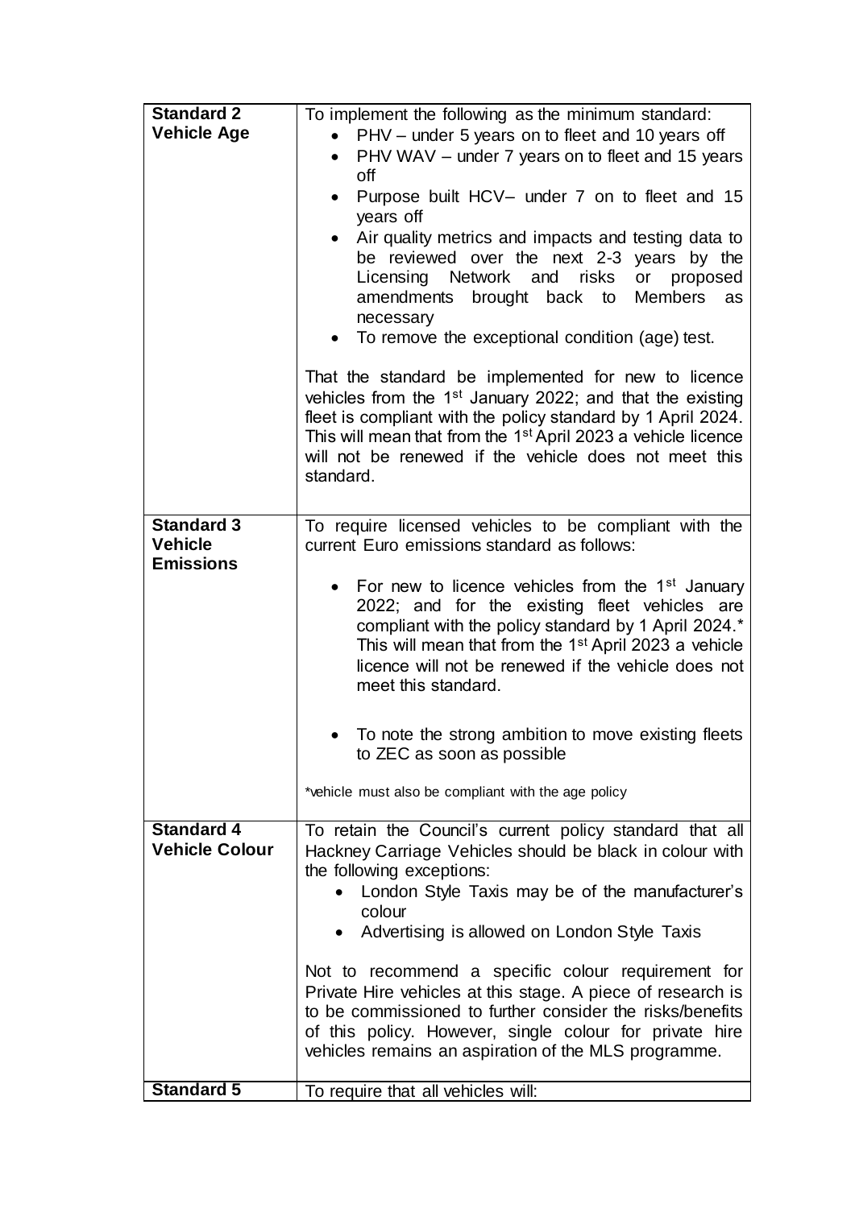| | |
|---|---|
| **Standard 2 Vehicle Age** | To implement the following as the minimum standard:<br>• PHV – under 5 years on to fleet and 10 years off<br>• PHV WAV – under 7 years on to fleet and 15 years off<br>• Purpose built HCV– under 7 on to fleet and 15 years off<br>• Air quality metrics and impacts and testing data to be reviewed over the next 2-3 years by the Licensing Network and risks or proposed amendments brought back to Members as necessary<br>• To remove the exceptional condition (age) test.<br><br>That the standard be implemented for new to licence vehicles from the 1st January 2022; and that the existing fleet is compliant with the policy standard by 1 April 2024. This will mean that from the 1st April 2023 a vehicle licence will not be renewed if the vehicle does not meet this standard. |
| **Standard 3 Vehicle Emissions** | To require licensed vehicles to be compliant with the current Euro emissions standard as follows:<br><br>• For new to licence vehicles from the 1st January 2022; and for the existing fleet vehicles are compliant with the policy standard by 1 April 2024.* This will mean that from the 1st April 2023 a vehicle licence will not be renewed if the vehicle does not meet this standard.<br><br>• To note the strong ambition to move existing fleets to ZEC as soon as possible<br><br>*vehicle must also be compliant with the age policy |
| **Standard 4 Vehicle Colour** | To retain the Council's current policy standard that all Hackney Carriage Vehicles should be black in colour with the following exceptions:<br>• London Style Taxis may be of the manufacturer's colour<br>• Advertising is allowed on London Style Taxis<br><br>Not to recommend a specific colour requirement for Private Hire vehicles at this stage. A piece of research is to be commissioned to further consider the risks/benefits of this policy. However, single colour for private hire vehicles remains an aspiration of the MLS programme. |
| **Standard 5** | To require that all vehicles will: |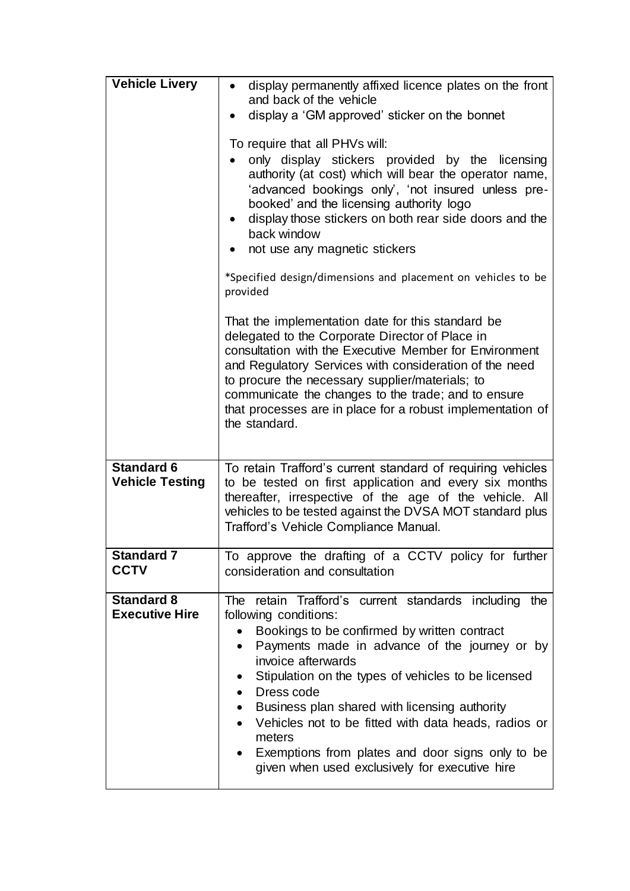| | |
|---|---|
| **Vehicle Livery** | • display permanently affixed licence plates on the front and back of the vehicle<br>• display a 'GM approved' sticker on the bonnet<br><br>To require that all PHVs will:<br>• only display stickers provided by the licensing authority (at cost) which will bear the operator name, 'advanced bookings only', 'not insured unless pre-booked' and the licensing authority logo<br>• display those stickers on both rear side doors and the back window<br>• not use any magnetic stickers<br><br>*Specified design/dimensions and placement on vehicles to be provided<br><br>That the implementation date for this standard be delegated to the Corporate Director of Place in consultation with the Executive Member for Environment and Regulatory Services with consideration of the need to procure the necessary supplier/materials; to communicate the changes to the trade; and to ensure that processes are in place for a robust implementation of the standard. |
| **Standard 6 Vehicle Testing** | To retain Trafford's current standard of requiring vehicles to be tested on first application and every six months thereafter, irrespective of the age of the vehicle. All vehicles to be tested against the DVSA MOT standard plus Trafford's Vehicle Compliance Manual. |
| **Standard 7 CCTV** | To approve the drafting of a CCTV policy for further consideration and consultation |
| **Standard 8 Executive Hire** | The retain Trafford's current standards including the following conditions:<br>• Bookings to be confirmed by written contract<br>• Payments made in advance of the journey or by invoice afterwards<br>• Stipulation on the types of vehicles to be licensed<br>• Dress code<br>• Business plan shared with licensing authority<br>• Vehicles not to be fitted with data heads, radios or meters<br>• Exemptions from plates and door signs only to be given when used exclusively for executive hire |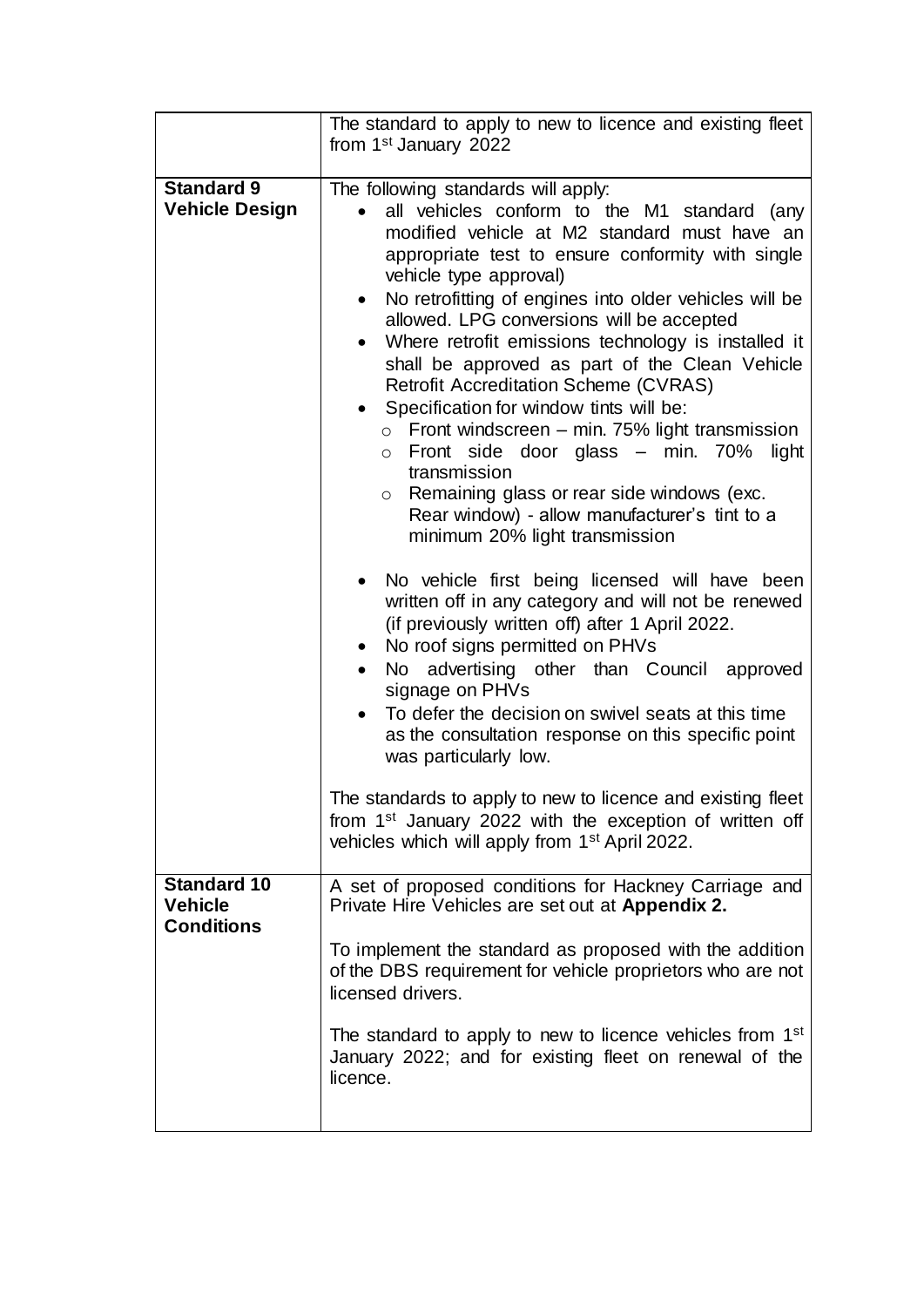| | |
|---|---|
| | The standard to apply to new to licence and existing fleet from 1st January 2022 |
| **Standard 9 Vehicle Design** | The following standards will apply:<br>• all vehicles conform to the M1 standard (any modified vehicle at M2 standard must have an appropriate test to ensure conformity with single vehicle type approval)<br>• No retrofitting of engines into older vehicles will be allowed. LPG conversions will be accepted<br>• Where retrofit emissions technology is installed it shall be approved as part of the Clean Vehicle Retrofit Accreditation Scheme (CVRAS)<br>• Specification for window tints will be:<br>  ○ Front windscreen – min. 75% light transmission<br>  ○ Front side door glass – min. 70% light transmission<br>  ○ Remaining glass or rear side windows (exc. Rear window) - allow manufacturer's tint to a minimum 20% light transmission<br><br>• No vehicle first being licensed will have been written off in any category and will not be renewed (if previously written off) after 1 April 2022.<br>• No roof signs permitted on PHVs<br>• No advertising other than Council approved signage on PHVs<br>• To defer the decision on swivel seats at this time as the consultation response on this specific point was particularly low.<br><br>The standards to apply to new to licence and existing fleet from 1st January 2022 with the exception of written off vehicles which will apply from 1st April 2022. |
| **Standard 10 Vehicle Conditions** | A set of proposed conditions for Hackney Carriage and Private Hire Vehicles are set out at **Appendix 2.**<br><br>To implement the standard as proposed with the addition of the DBS requirement for vehicle proprietors who are not licensed drivers.<br><br>The standard to apply to new to licence vehicles from 1st January 2022; and for existing fleet on renewal of the licence. |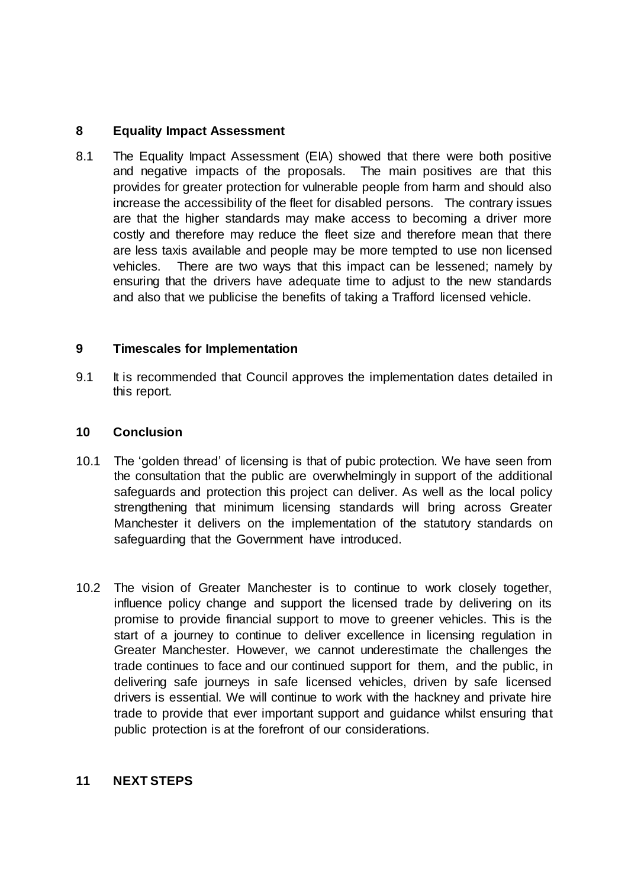## 8 Equality Impact Assessment

8.1 The Equality Impact Assessment (EIA) showed that there were both positive and negative impacts of the proposals. The main positives are that this provides for greater protection for vulnerable people from harm and should also increase the accessibility of the fleet for disabled persons. The contrary issues are that the higher standards may make access to becoming a driver more costly and therefore may reduce the fleet size and therefore mean that there are less taxis available and people may be more tempted to use non licensed vehicles. There are two ways that this impact can be lessened; namely by ensuring that the drivers have adequate time to adjust to the new standards and also that we publicise the benefits of taking a Trafford licensed vehicle.

## 9 Timescales for Implementation

9.1 It is recommended that Council approves the implementation dates detailed in this report.

## 10 Conclusion

10.1 The 'golden thread' of licensing is that of pubic protection. We have seen from the consultation that the public are overwhelmingly in support of the additional safeguards and protection this project can deliver. As well as the local policy strengthening that minimum licensing standards will bring across Greater Manchester it delivers on the implementation of the statutory standards on safeguarding that the Government have introduced.

10.2 The vision of Greater Manchester is to continue to work closely together, influence policy change and support the licensed trade by delivering on its promise to provide financial support to move to greener vehicles. This is the start of a journey to continue to deliver excellence in licensing regulation in Greater Manchester. However, we cannot underestimate the challenges the trade continues to face and our continued support for them, and the public, in delivering safe journeys in safe licensed vehicles, driven by safe licensed drivers is essential. We will continue to work with the hackney and private hire trade to provide that ever important support and guidance whilst ensuring that public protection is at the forefront of our considerations.

## 11 NEXT STEPS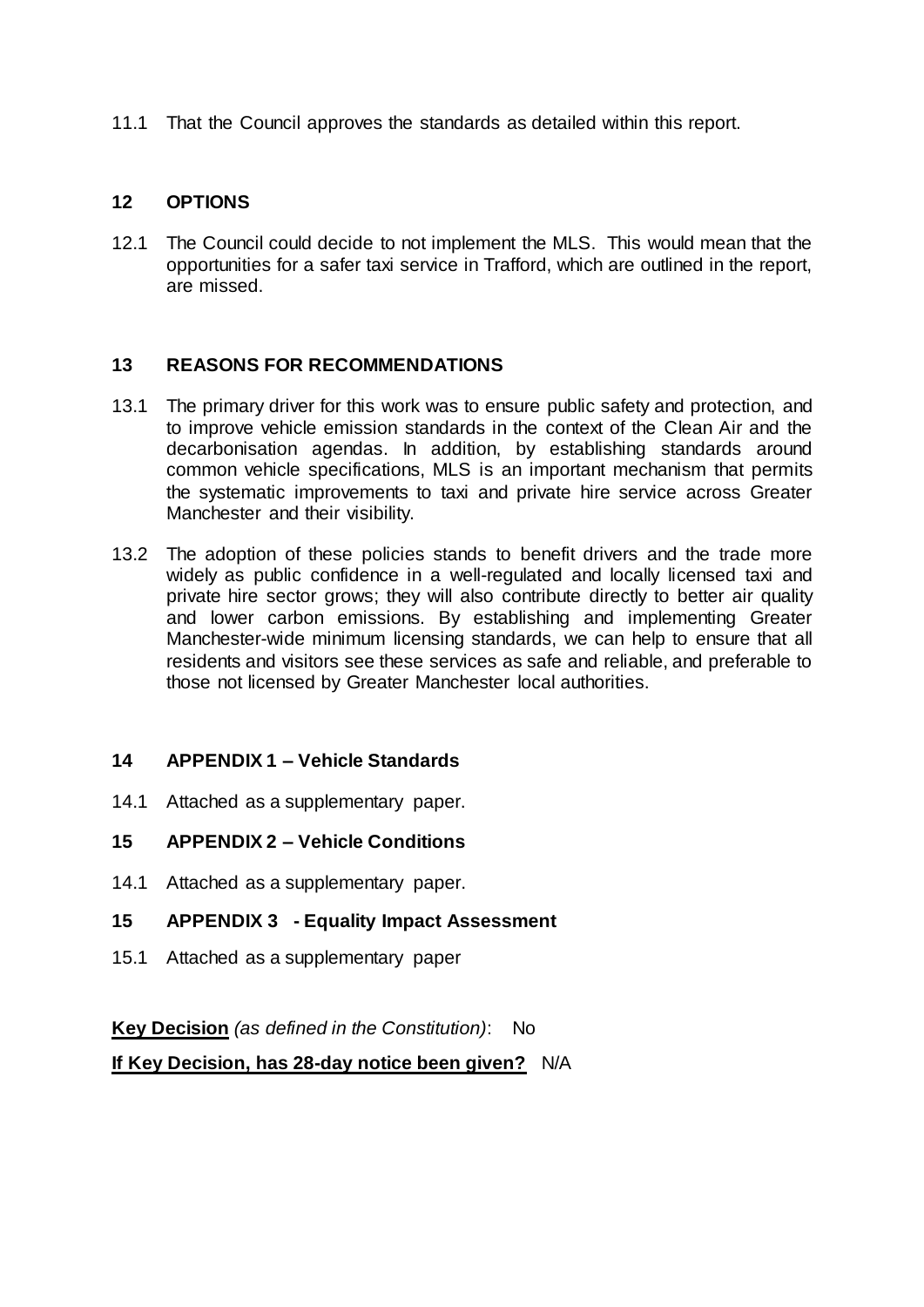11.1 That the Council approves the standards as detailed within this report.

## 12 OPTIONS

12.1 The Council could decide to not implement the MLS. This would mean that the opportunities for a safer taxi service in Trafford, which are outlined in the report, are missed.

## 13 REASONS FOR RECOMMENDATIONS

13.1 The primary driver for this work was to ensure public safety and protection, and to improve vehicle emission standards in the context of the Clean Air and the decarbonisation agendas. In addition, by establishing standards around common vehicle specifications, MLS is an important mechanism that permits the systematic improvements to taxi and private hire service across Greater Manchester and their visibility.

13.2 The adoption of these policies stands to benefit drivers and the trade more widely as public confidence in a well-regulated and locally licensed taxi and private hire sector grows; they will also contribute directly to better air quality and lower carbon emissions. By establishing and implementing Greater Manchester-wide minimum licensing standards, we can help to ensure that all residents and visitors see these services as safe and reliable, and preferable to those not licensed by Greater Manchester local authorities.

## 14 APPENDIX 1 – Vehicle Standards

14.1 Attached as a supplementary paper.

## 15 APPENDIX 2 – Vehicle Conditions

14.1 Attached as a supplementary paper.

## 15 APPENDIX 3 - Equality Impact Assessment

15.1 Attached as a supplementary paper

**Key Decision** *(as defined in the Constitution)*: No

**If Key Decision, has 28-day notice been given?** N/A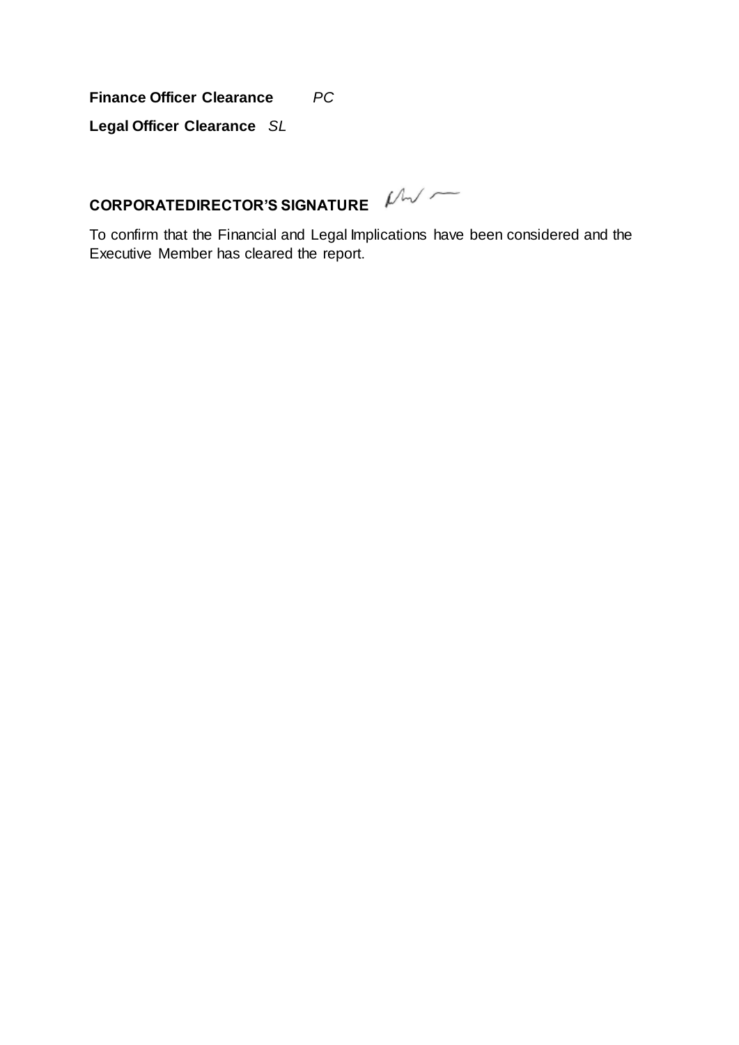**Finance Officer Clearance** *PC*

**Legal Officer Clearance** *SL*

**CORPORATEDIRECTOR'S SIGNATURE**

To confirm that the Financial and Legal Implications have been considered and the Executive Member has cleared the report.